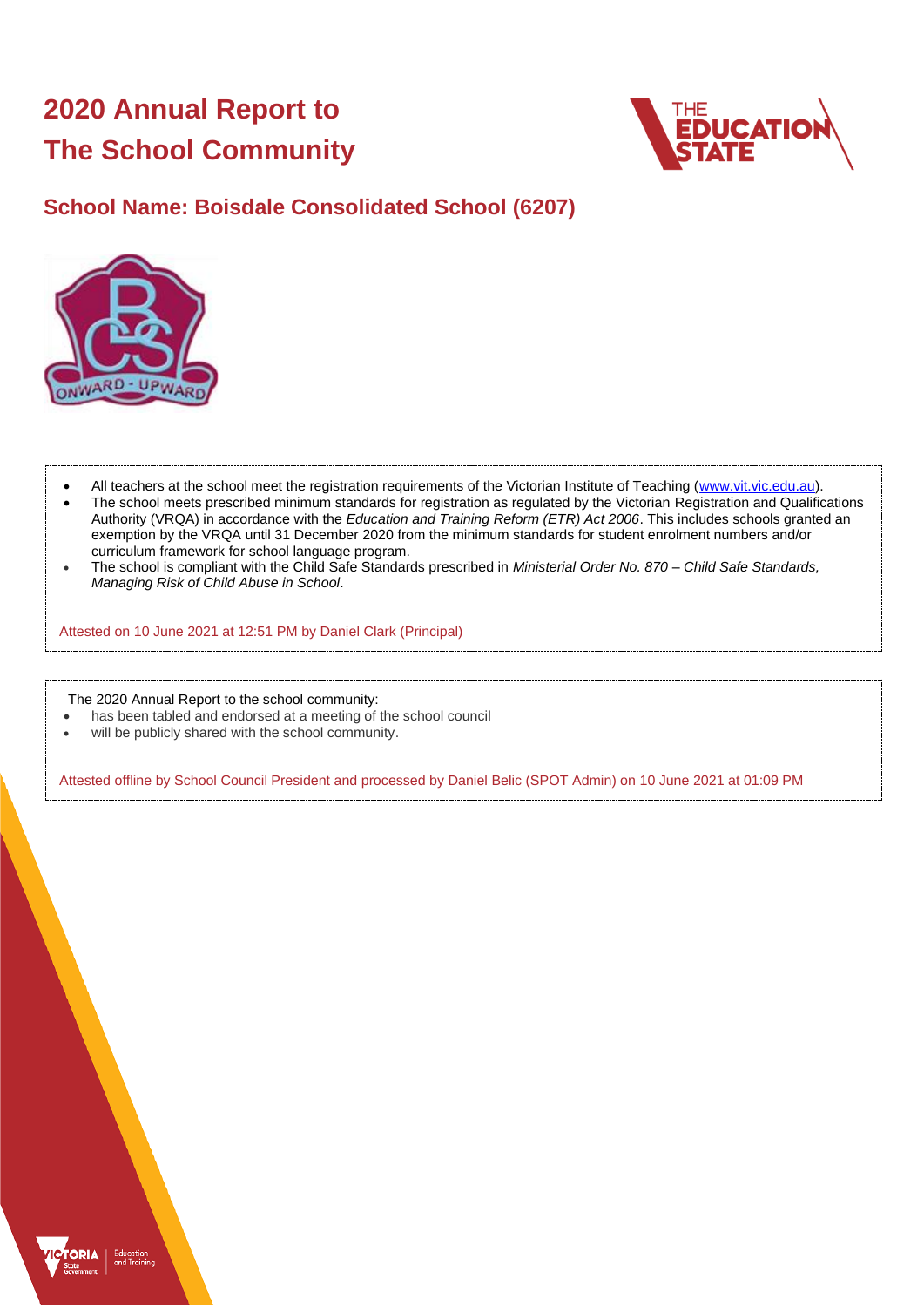# 2020 Annual Report to The School Community

## School Name: Boisdale Consolidated School (6207)

- All teachers at the school meet the registration requirements of the Victorian Institute of Teaching (www.vit.vic.edu.au).
- The school meets prescribed minimum standards for registration as regulated by the Victorian Registration and Qualifications Authority (VRQA) in accordance with the *Education and Training Reform (ETR) Act 2006*. This includes schools granted an exemption by the VRQA until 31 December 2020 from the minimum standards for student enrolment numbers and/or curriculum framework for school language program.
- The school is compliant with the Child Safe Standards prescribed in *Ministerial Order No. 870 – Child Safe Standards, Managing Risk of Child Abuse in School*.

Attested on 10 June 2021 at 12:51 PM by Daniel Clark (Principal)

The 2020 Annual Report to the school community:

- has been tabled and endorsed at a meeting of the school council
- will be publicly shared with the school community.

Attested offline by School Council President and processed by Daniel Belic (SPOT Admin) on 10 June 2021 at 01:09 PM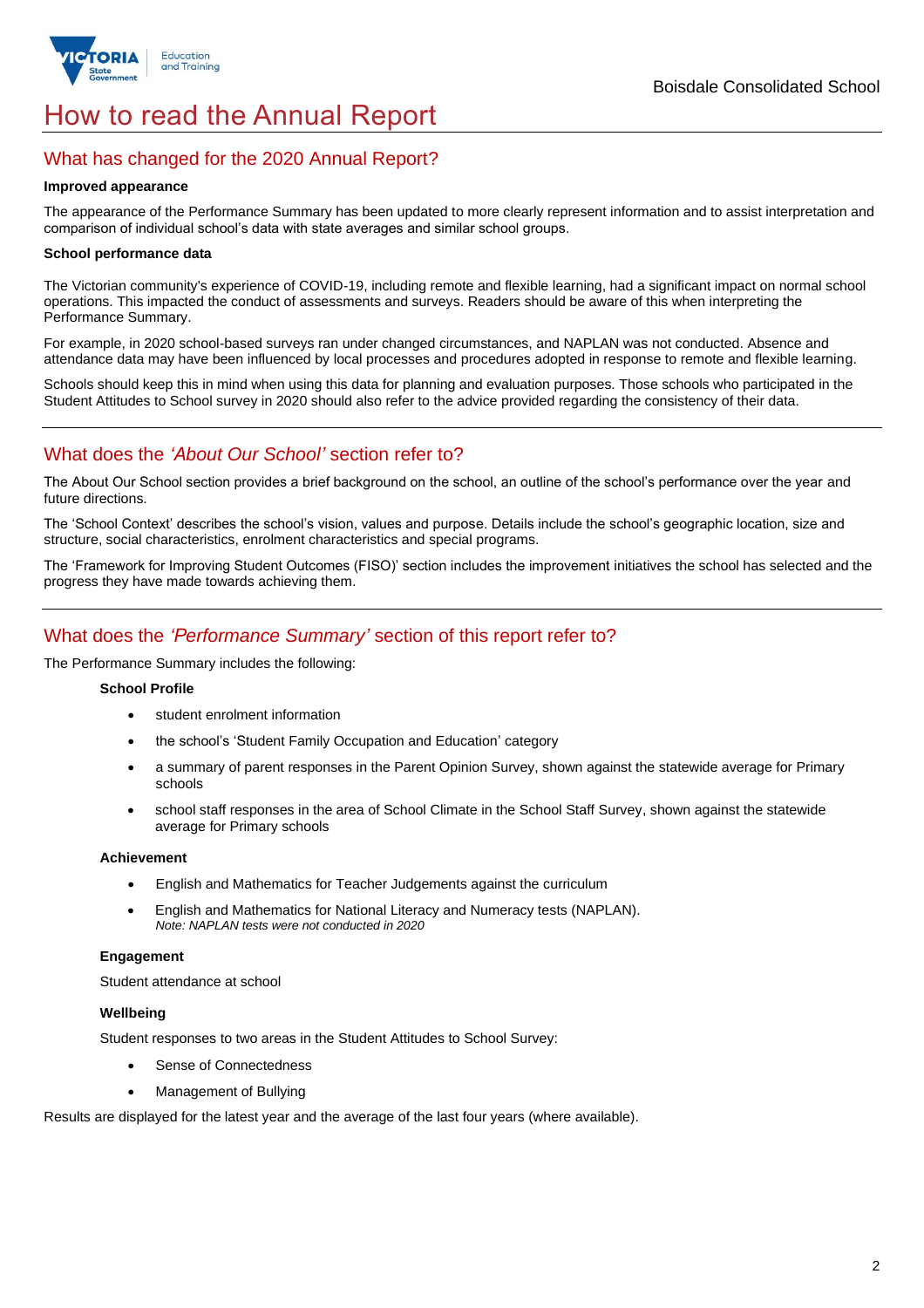# How to read the Annual Report

## What has changed for the 2020 Annual Report?

**Improved appearance**

The appearance of the Performance Summary has been updated to more clearly represent information and to assist interpretation and comparison of individual school's data with state averages and similar school groups.

**School performance data**

The Victorian community's experience of COVID-19, including remote and flexible learning, had a significant impact on normal school operations. This impacted the conduct of assessments and surveys. Readers should be aware of this when interpreting the Performance Summary.

For example, in 2020 school-based surveys ran under changed circumstances, and NAPLAN was not conducted. Absence and attendance data may have been influenced by local processes and procedures adopted in response to remote and flexible learning.

Schools should keep this in mind when using this data for planning and evaluation purposes. Those schools who participated in the Student Attitudes to School survey in 2020 should also refer to the advice provided regarding the consistency of their data.

## What does the *'About Our School'* section refer to?

The About Our School section provides a brief background on the school, an outline of the school's performance over the year and future directions.

The 'School Context' describes the school's vision, values and purpose. Details include the school's geographic location, size and structure, social characteristics, enrolment characteristics and special programs.

The 'Framework for Improving Student Outcomes (FISO)' section includes the improvement initiatives the school has selected and the progress they have made towards achieving them.

## What does the *'Performance Summary'* section of this report refer to?

The Performance Summary includes the following:

**School Profile**

- student enrolment information
- the school's 'Student Family Occupation and Education' category
- a summary of parent responses in the Parent Opinion Survey, shown against the statewide average for Primary schools
- school staff responses in the area of School Climate in the School Staff Survey, shown against the statewide average for Primary schools

**Achievement**

- English and Mathematics for Teacher Judgements against the curriculum
- English and Mathematics for National Literacy and Numeracy tests (NAPLAN).
  *Note: NAPLAN tests were not conducted in 2020*

**Engagement**

Student attendance at school

**Wellbeing**

Student responses to two areas in the Student Attitudes to School Survey:

- Sense of Connectedness
- Management of Bullying

Results are displayed for the latest year and the average of the last four years (where available).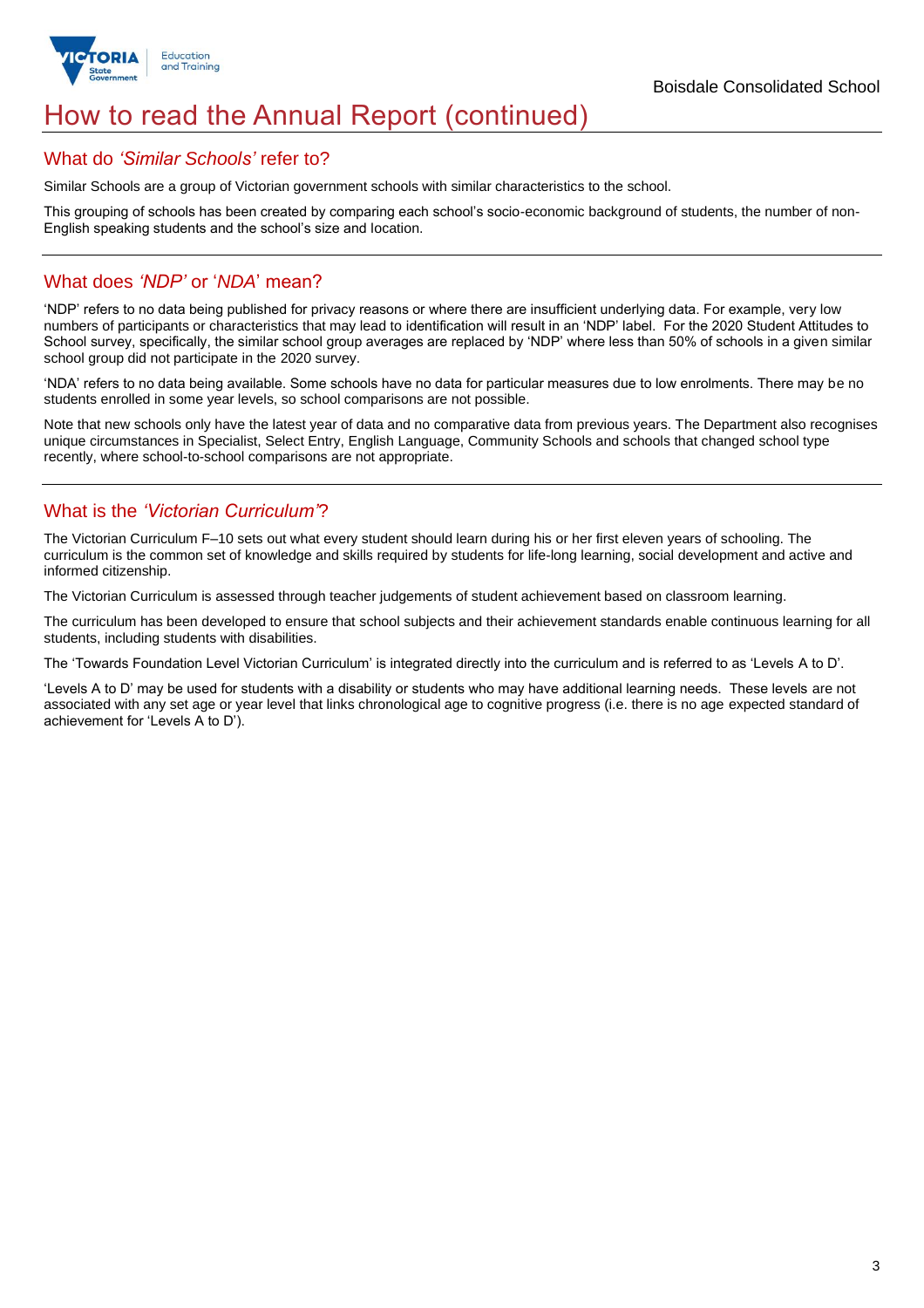# How to read the Annual Report (continued)

## What do *'Similar Schools'* refer to?

Similar Schools are a group of Victorian government schools with similar characteristics to the school.

This grouping of schools has been created by comparing each school's socio-economic background of students, the number of non-English speaking students and the school's size and location.

## What does *'NDP'* or '*NDA*' mean?

'NDP' refers to no data being published for privacy reasons or where there are insufficient underlying data. For example, very low numbers of participants or characteristics that may lead to identification will result in an 'NDP' label. For the 2020 Student Attitudes to School survey, specifically, the similar school group averages are replaced by 'NDP' where less than 50% of schools in a given similar school group did not participate in the 2020 survey.

'NDA' refers to no data being available. Some schools have no data for particular measures due to low enrolments. There may be no students enrolled in some year levels, so school comparisons are not possible.

Note that new schools only have the latest year of data and no comparative data from previous years. The Department also recognises unique circumstances in Specialist, Select Entry, English Language, Community Schools and schools that changed school type recently, where school-to-school comparisons are not appropriate.

## What is the *'Victorian Curriculum'*?

The Victorian Curriculum F–10 sets out what every student should learn during his or her first eleven years of schooling. The curriculum is the common set of knowledge and skills required by students for life-long learning, social development and active and informed citizenship.

The Victorian Curriculum is assessed through teacher judgements of student achievement based on classroom learning.

The curriculum has been developed to ensure that school subjects and their achievement standards enable continuous learning for all students, including students with disabilities.

The 'Towards Foundation Level Victorian Curriculum' is integrated directly into the curriculum and is referred to as 'Levels A to D'.

'Levels A to D' may be used for students with a disability or students who may have additional learning needs. These levels are not associated with any set age or year level that links chronological age to cognitive progress (i.e. there is no age expected standard of achievement for 'Levels A to D').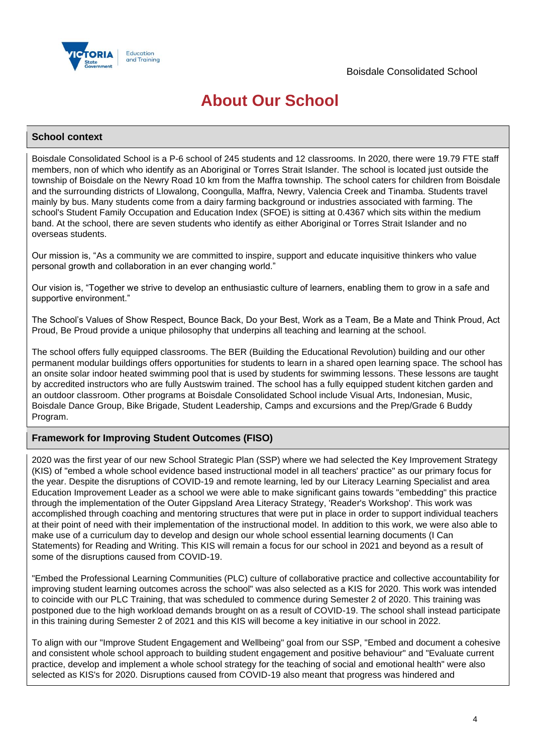# About Our School

## School context

Boisdale Consolidated School is a P-6 school of 245 students and 12 classrooms. In 2020, there were 19.79 FTE staff members, non of which who identify as an Aboriginal or Torres Strait Islander. The school is located just outside the township of Boisdale on the Newry Road 10 km from the Maffra township. The school caters for children from Boisdale and the surrounding districts of Llowalong, Coongulla, Maffra, Newry, Valencia Creek and Tinamba. Students travel mainly by bus. Many students come from a dairy farming background or industries associated with farming. The school's Student Family Occupation and Education Index (SFOE) is sitting at 0.4367 which sits within the medium band. At the school, there are seven students who identify as either Aboriginal or Torres Strait Islander and no overseas students.

Our mission is, "As a community we are committed to inspire, support and educate inquisitive thinkers who value personal growth and collaboration in an ever changing world."

Our vision is, "Together we strive to develop an enthusiastic culture of learners, enabling them to grow in a safe and supportive environment."

The School's Values of Show Respect, Bounce Back, Do your Best, Work as a Team, Be a Mate and Think Proud, Act Proud, Be Proud provide a unique philosophy that underpins all teaching and learning at the school.

The school offers fully equipped classrooms. The BER (Building the Educational Revolution) building and our other permanent modular buildings offers opportunities for students to learn in a shared open learning space. The school has an onsite solar indoor heated swimming pool that is used by students for swimming lessons. These lessons are taught by accredited instructors who are fully Austswim trained. The school has a fully equipped student kitchen garden and an outdoor classroom. Other programs at Boisdale Consolidated School include Visual Arts, Indonesian, Music, Boisdale Dance Group, Bike Brigade, Student Leadership, Camps and excursions and the Prep/Grade 6 Buddy Program.

## Framework for Improving Student Outcomes (FISO)

2020 was the first year of our new School Strategic Plan (SSP) where we had selected the Key Improvement Strategy (KIS) of "embed a whole school evidence based instructional model in all teachers' practice" as our primary focus for the year. Despite the disruptions of COVID-19 and remote learning, led by our Literacy Learning Specialist and area Education Improvement Leader as a school we were able to make significant gains towards "embedding" this practice through the implementation of the Outer Gippsland Area Literacy Strategy, 'Reader's Workshop'. This work was accomplished through coaching and mentoring structures that were put in place in order to support individual teachers at their point of need with their implementation of the instructional model. In addition to this work, we were also able to make use of a curriculum day to develop and design our whole school essential learning documents (I Can Statements) for Reading and Writing. This KIS will remain a focus for our school in 2021 and beyond as a result of some of the disruptions caused from COVID-19.

"Embed the Professional Learning Communities (PLC) culture of collaborative practice and collective accountability for improving student learning outcomes across the school" was also selected as a KIS for 2020. This work was intended to coincide with our PLC Training, that was scheduled to commence during Semester 2 of 2020. This training was postponed due to the high workload demands brought on as a result of COVID-19. The school shall instead participate in this training during Semester 2 of 2021 and this KIS will become a key initiative in our school in 2022.

To align with our "Improve Student Engagement and Wellbeing" goal from our SSP, "Embed and document a cohesive and consistent whole school approach to building student engagement and positive behaviour" and "Evaluate current practice, develop and implement a whole school strategy for the teaching of social and emotional health" were also selected as KIS's for 2020. Disruptions caused from COVID-19 also meant that progress was hindered and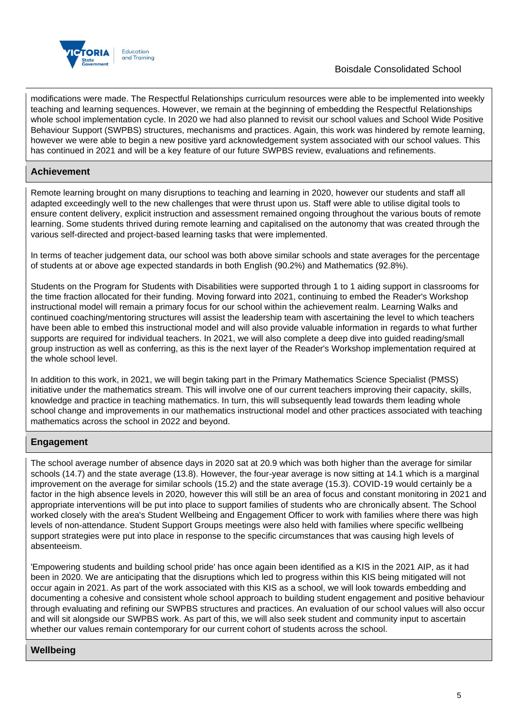modifications were made. The Respectful Relationships curriculum resources were able to be implemented into weekly teaching and learning sequences. However, we remain at the beginning of embedding the Respectful Relationships whole school implementation cycle. In 2020 we had also planned to revisit our school values and School Wide Positive Behaviour Support (SWPBS) structures, mechanisms and practices. Again, this work was hindered by remote learning, however we were able to begin a new positive yard acknowledgement system associated with our school values. This has continued in 2021 and will be a key feature of our future SWPBS review, evaluations and refinements.

## Achievement

Remote learning brought on many disruptions to teaching and learning in 2020, however our students and staff all adapted exceedingly well to the new challenges that were thrust upon us. Staff were able to utilise digital tools to ensure content delivery, explicit instruction and assessment remained ongoing throughout the various bouts of remote learning. Some students thrived during remote learning and capitalised on the autonomy that was created through the various self-directed and project-based learning tasks that were implemented.

In terms of teacher judgement data, our school was both above similar schools and state averages for the percentage of students at or above age expected standards in both English (90.2%) and Mathematics (92.8%).

Students on the Program for Students with Disabilities were supported through 1 to 1 aiding support in classrooms for the time fraction allocated for their funding. Moving forward into 2021, continuing to embed the Reader's Workshop instructional model will remain a primary focus for our school within the achievement realm. Learning Walks and continued coaching/mentoring structures will assist the leadership team with ascertaining the level to which teachers have been able to embed this instructional model and will also provide valuable information in regards to what further supports are required for individual teachers. In 2021, we will also complete a deep dive into guided reading/small group instruction as well as conferring, as this is the next layer of the Reader's Workshop implementation required at the whole school level.

In addition to this work, in 2021, we will begin taking part in the Primary Mathematics Science Specialist (PMSS) initiative under the mathematics stream. This will involve one of our current teachers improving their capacity, skills, knowledge and practice in teaching mathematics. In turn, this will subsequently lead towards them leading whole school change and improvements in our mathematics instructional model and other practices associated with teaching mathematics across the school in 2022 and beyond.

## Engagement

The school average number of absence days in 2020 sat at 20.9 which was both higher than the average for similar schools (14.7) and the state average (13.8). However, the four-year average is now sitting at 14.1 which is a marginal improvement on the average for similar schools (15.2) and the state average (15.3). COVID-19 would certainly be a factor in the high absence levels in 2020, however this will still be an area of focus and constant monitoring in 2021 and appropriate interventions will be put into place to support families of students who are chronically absent. The School worked closely with the area's Student Wellbeing and Engagement Officer to work with families where there was high levels of non-attendance. Student Support Groups meetings were also held with families where specific wellbeing support strategies were put into place in response to the specific circumstances that was causing high levels of absenteeism.

'Empowering students and building school pride' has once again been identified as a KIS in the 2021 AIP, as it had been in 2020. We are anticipating that the disruptions which led to progress within this KIS being mitigated will not occur again in 2021. As part of the work associated with this KIS as a school, we will look towards embedding and documenting a cohesive and consistent whole school approach to building student engagement and positive behaviour through evaluating and refining our SWPBS structures and practices. An evaluation of our school values will also occur and will sit alongside our SWPBS work. As part of this, we will also seek student and community input to ascertain whether our values remain contemporary for our current cohort of students across the school.

## Wellbeing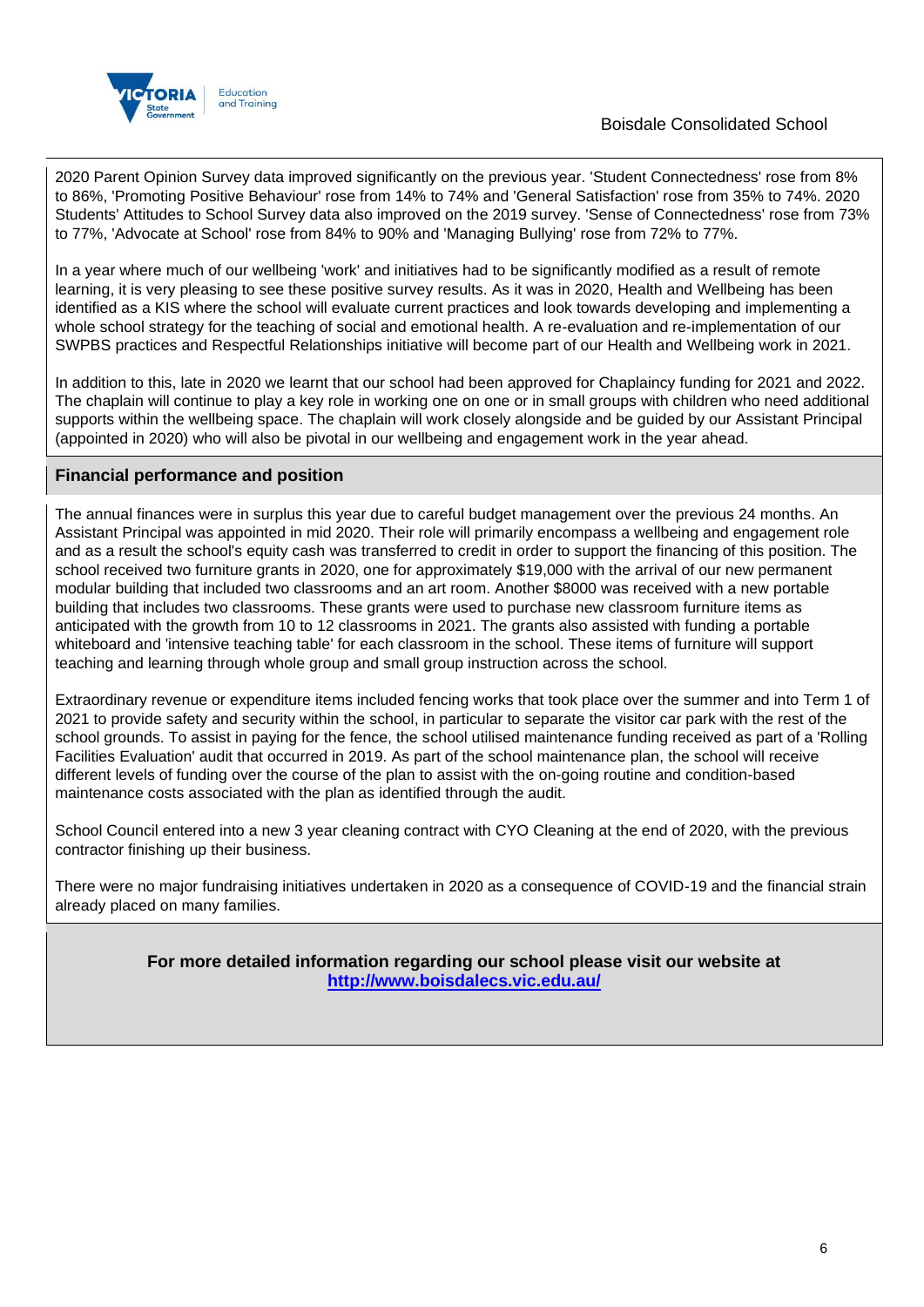2020 Parent Opinion Survey data improved significantly on the previous year. 'Student Connectedness' rose from 8% to 86%, 'Promoting Positive Behaviour' rose from 14% to 74% and 'General Satisfaction' rose from 35% to 74%. 2020 Students' Attitudes to School Survey data also improved on the 2019 survey. 'Sense of Connectedness' rose from 73% to 77%, 'Advocate at School' rose from 84% to 90% and 'Managing Bullying' rose from 72% to 77%.

In a year where much of our wellbeing 'work' and initiatives had to be significantly modified as a result of remote learning, it is very pleasing to see these positive survey results. As it was in 2020, Health and Wellbeing has been identified as a KIS where the school will evaluate current practices and look towards developing and implementing a whole school strategy for the teaching of social and emotional health. A re-evaluation and re-implementation of our SWPBS practices and Respectful Relationships initiative will become part of our Health and Wellbeing work in 2021.

In addition to this, late in 2020 we learnt that our school had been approved for Chaplaincy funding for 2021 and 2022. The chaplain will continue to play a key role in working one on one or in small groups with children who need additional supports within the wellbeing space. The chaplain will work closely alongside and be guided by our Assistant Principal (appointed in 2020) who will also be pivotal in our wellbeing and engagement work in the year ahead.

## Financial performance and position

The annual finances were in surplus this year due to careful budget management over the previous 24 months. An Assistant Principal was appointed in mid 2020. Their role will primarily encompass a wellbeing and engagement role and as a result the school's equity cash was transferred to credit in order to support the financing of this position. The school received two furniture grants in 2020, one for approximately $19,000 with the arrival of our new permanent modular building that included two classrooms and an art room. Another $8000 was received with a new portable building that includes two classrooms. These grants were used to purchase new classroom furniture items as anticipated with the growth from 10 to 12 classrooms in 2021. The grants also assisted with funding a portable whiteboard and 'intensive teaching table' for each classroom in the school. These items of furniture will support teaching and learning through whole group and small group instruction across the school.

Extraordinary revenue or expenditure items included fencing works that took place over the summer and into Term 1 of 2021 to provide safety and security within the school, in particular to separate the visitor car park with the rest of the school grounds. To assist in paying for the fence, the school utilised maintenance funding received as part of a 'Rolling Facilities Evaluation' audit that occurred in 2019. As part of the school maintenance plan, the school will receive different levels of funding over the course of the plan to assist with the on-going routine and condition-based maintenance costs associated with the plan as identified through the audit.

School Council entered into a new 3 year cleaning contract with CYO Cleaning at the end of 2020, with the previous contractor finishing up their business.

There were no major fundraising initiatives undertaken in 2020 as a consequence of COVID-19 and the financial strain already placed on many families.

**For more detailed information regarding our school please visit our website at [http://www.boisdalecs.vic.edu.au/](http://www.boisdalecs.vic.edu.au/)**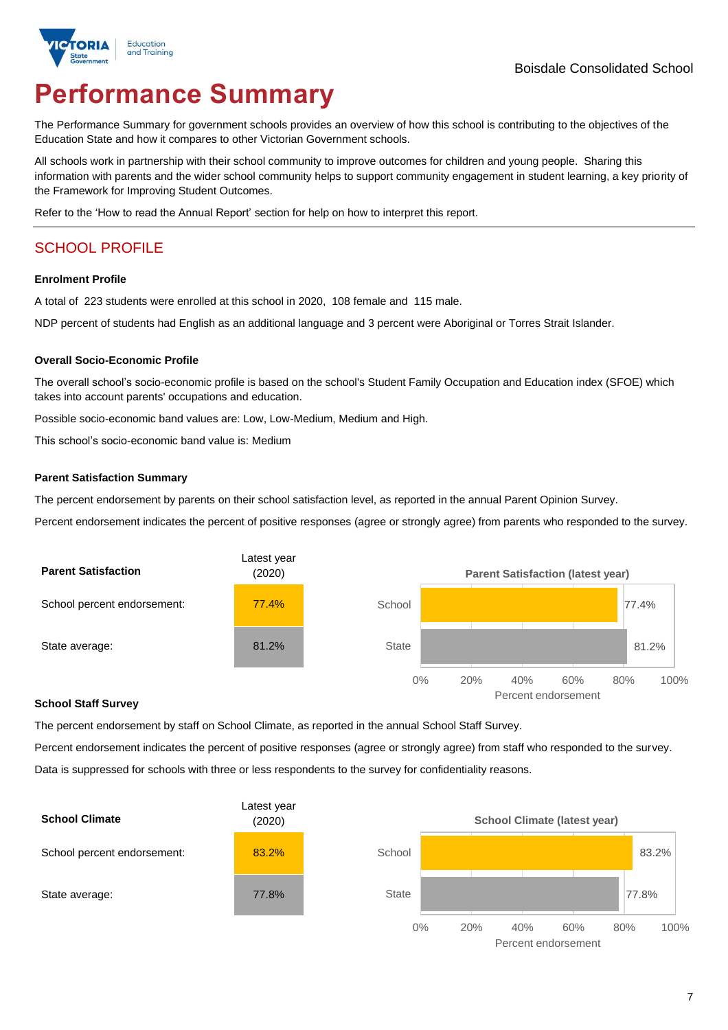Boisdale Consolidated School

# Performance Summary

The Performance Summary for government schools provides an overview of how this school is contributing to the objectives of the Education State and how it compares to other Victorian Government schools.

All schools work in partnership with their school community to improve outcomes for children and young people. Sharing this information with parents and the wider school community helps to support community engagement in student learning, a key priority of the Framework for Improving Student Outcomes.

Refer to the 'How to read the Annual Report' section for help on how to interpret this report.

## SCHOOL PROFILE

### Enrolment Profile

A total of 223 students were enrolled at this school in 2020, 108 female and 115 male.

NDP percent of students had English as an additional language and 3 percent were Aboriginal or Torres Strait Islander.

### Overall Socio-Economic Profile

The overall school's socio-economic profile is based on the school's Student Family Occupation and Education index (SFOE) which takes into account parents' occupations and education.

Possible socio-economic band values are: Low, Low-Medium, Medium and High.

This school's socio-economic band value is: Medium

### Parent Satisfaction Summary

The percent endorsement by parents on their school satisfaction level, as reported in the annual Parent Opinion Survey.

Percent endorsement indicates the percent of positive responses (agree or strongly agree) from parents who responded to the survey.

| Parent Satisfaction | Latest year (2020) |
|---|---|
| School percent endorsement: | 77.4% |
| State average: | 81.2% |

Parent Satisfaction (latest year)

| | Percent endorsement |
|---|---|
| School | 77.4% |
| State | 81.2% |

### School Staff Survey

The percent endorsement by staff on School Climate, as reported in the annual School Staff Survey.

Percent endorsement indicates the percent of positive responses (agree or strongly agree) from staff who responded to the survey.

Data is suppressed for schools with three or less respondents to the survey for confidentiality reasons.

| School Climate | Latest year (2020) |
|---|---|
| School percent endorsement: | 83.2% |
| State average: | 77.8% |

School Climate (latest year)

| | Percent endorsement |
|---|---|
| School | 83.2% |
| State | 77.8% |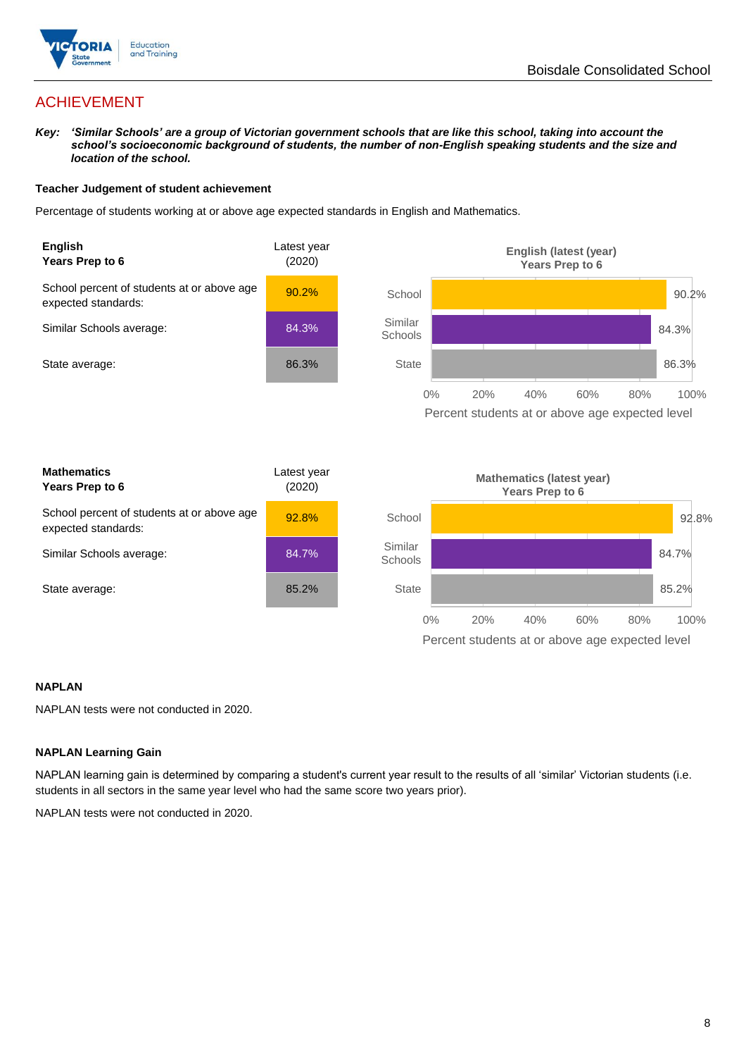# ACHIEVEMENT

***Key:*** ***'Similar Schools' are a group of Victorian government schools that are like this school, taking into account the school's socioeconomic background of students, the number of non-English speaking students and the size and location of the school.***

### Teacher Judgement of student achievement

Percentage of students working at or above age expected standards in English and Mathematics.

| **English** **Years Prep to 6** | Latest year (2020) |
|---|---|
| School percent of students at or above age expected standards: | 90.2% |
| Similar Schools average: | 84.3% |
| State average: | 86.3% |

| **Mathematics** **Years Prep to 6** | Latest year (2020) |
|---|---|
| School percent of students at or above age expected standards: | 92.8% |
| Similar Schools average: | 84.7% |
| State average: | 85.2% |

### NAPLAN

NAPLAN tests were not conducted in 2020.

### NAPLAN Learning Gain

NAPLAN learning gain is determined by comparing a student's current year result to the results of all 'similar' Victorian students (i.e. students in all sectors in the same year level who had the same score two years prior).

NAPLAN tests were not conducted in 2020.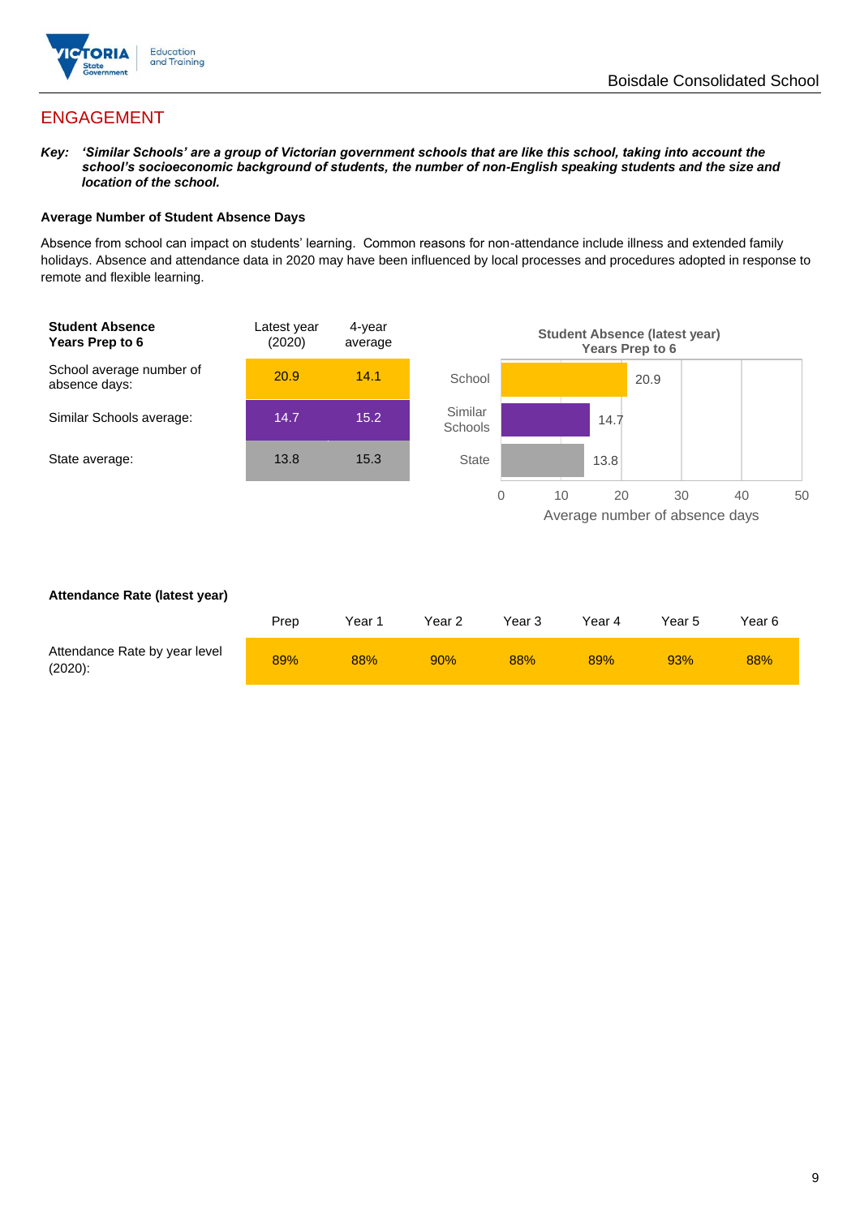## ENGAGEMENT

***Key:*** ***'Similar Schools' are a group of Victorian government schools that are like this school, taking into account the school's socioeconomic background of students, the number of non-English speaking students and the size and location of the school.***

**Average Number of Student Absence Days**

Absence from school can impact on students' learning. Common reasons for non-attendance include illness and extended family holidays. Absence and attendance data in 2020 may have been influenced by local processes and procedures adopted in response to remote and flexible learning.

| Student Absence Years Prep to 6 | Latest year (2020) | 4-year average |
|---|---|---|
| School average number of absence days: | 20.9 | 14.1 |
| Similar Schools average: | 14.7 | 15.2 |
| State average: | 13.8 | 15.3 |

**Student Absence (latest year) Years Prep to 6**

| | Average number of absence days |
|---|---|
| School | 20.9 |
| Similar Schools | 14.7 |
| State | 13.8 |

**Attendance Rate (latest year)**

| | Prep | Year 1 | Year 2 | Year 3 | Year 4 | Year 5 | Year 6 |
|---|---|---|---|---|---|---|---|
| Attendance Rate by year level (2020): | 89% | 88% | 90% | 88% | 89% | 93% | 88% |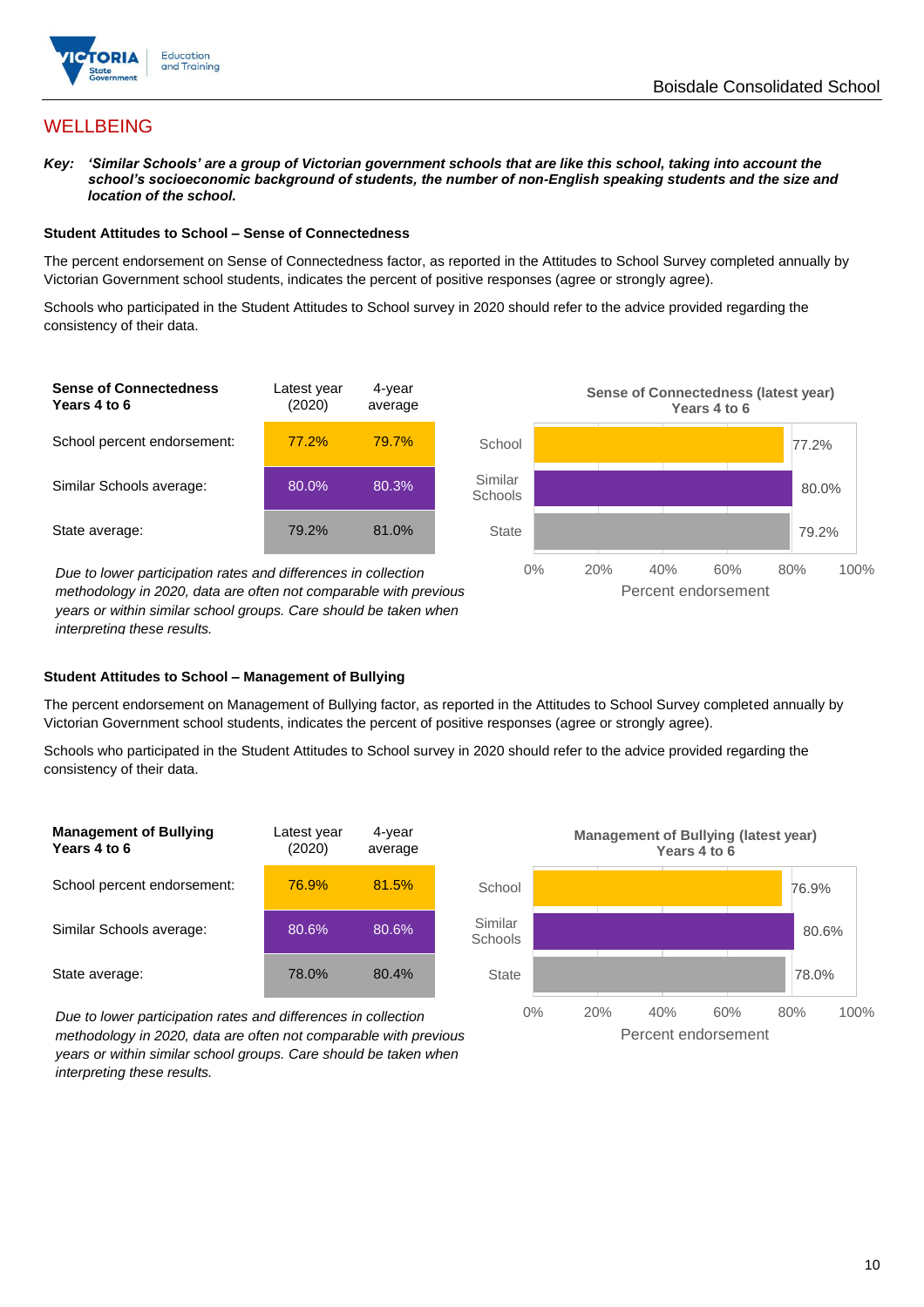## WELLBEING

***Key:*** ***'Similar Schools' are a group of Victorian government schools that are like this school, taking into account the school's socioeconomic background of students, the number of non-English speaking students and the size and location of the school.***

### Student Attitudes to School – Sense of Connectedness

The percent endorsement on Sense of Connectedness factor, as reported in the Attitudes to School Survey completed annually by Victorian Government school students, indicates the percent of positive responses (agree or strongly agree).

Schools who participated in the Student Attitudes to School survey in 2020 should refer to the advice provided regarding the consistency of their data.

| Sense of Connectedness Years 4 to 6 | Latest year (2020) | 4-year average |
|---|---|---|
| School percent endorsement: | 77.2% | 79.7% |
| Similar Schools average: | 80.0% | 80.3% |
| State average: | 79.2% | 81.0% |

*Due to lower participation rates and differences in collection methodology in 2020, data are often not comparable with previous years or within similar school groups. Care should be taken when interpreting these results.*

**Sense of Connectedness (latest year) Years 4 to 6**

| | Percent endorsement |
|---|---|
| School | 77.2% |
| Similar Schools | 80.0% |
| State | 79.2% |

### Student Attitudes to School – Management of Bullying

The percent endorsement on Management of Bullying factor, as reported in the Attitudes to School Survey completed annually by Victorian Government school students, indicates the percent of positive responses (agree or strongly agree).

Schools who participated in the Student Attitudes to School survey in 2020 should refer to the advice provided regarding the consistency of their data.

| Management of Bullying Years 4 to 6 | Latest year (2020) | 4-year average |
|---|---|---|
| School percent endorsement: | 76.9% | 81.5% |
| Similar Schools average: | 80.6% | 80.6% |
| State average: | 78.0% | 80.4% |

*Due to lower participation rates and differences in collection methodology in 2020, data are often not comparable with previous years or within similar school groups. Care should be taken when interpreting these results.*

**Management of Bullying (latest year) Years 4 to 6**

| | Percent endorsement |
|---|---|
| School | 76.9% |
| Similar Schools | 80.6% |
| State | 78.0% |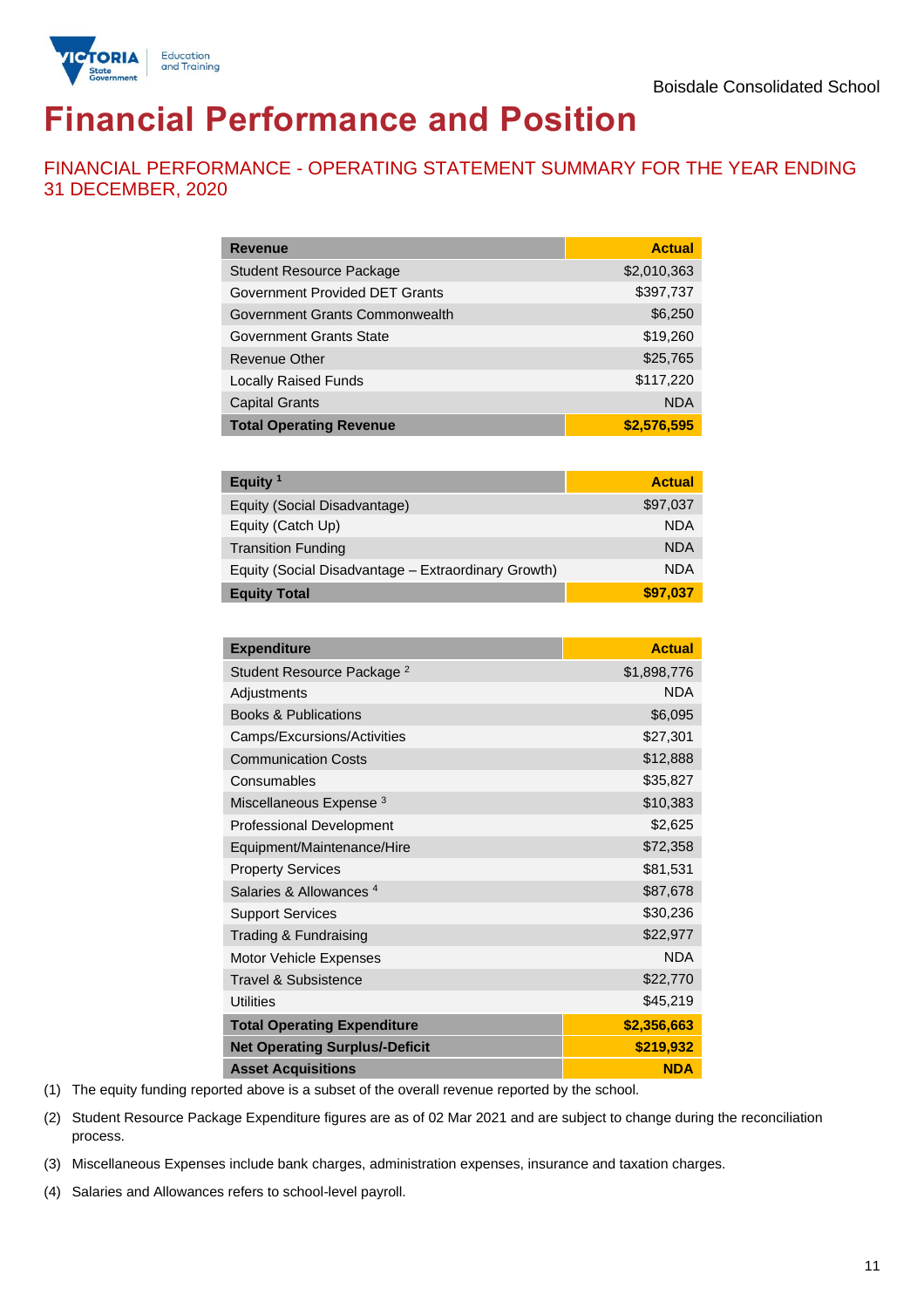Boisdale Consolidated School

# Financial Performance and Position

## FINANCIAL PERFORMANCE - OPERATING STATEMENT SUMMARY FOR THE YEAR ENDING 31 DECEMBER, 2020

| Revenue | Actual |
|---|---|
| Student Resource Package | $2,010,363 |
| Government Provided DET Grants | $397,737 |
| Government Grants Commonwealth | $6,250 |
| Government Grants State | $19,260 |
| Revenue Other | $25,765 |
| Locally Raised Funds | $117,220 |
| Capital Grants | NDA |
| **Total Operating Revenue** | **$2,576,595** |

| Equity [1] | Actual |
|---|---|
| Equity (Social Disadvantage) | $97,037 |
| Equity (Catch Up) | NDA |
| Transition Funding | NDA |
| Equity (Social Disadvantage – Extraordinary Growth) | NDA |
| **Equity Total** | **$97,037** |

| Expenditure | Actual |
|---|---|
| Student Resource Package [2] | $1,898,776 |
| Adjustments | NDA |
| Books & Publications | $6,095 |
| Camps/Excursions/Activities | $27,301 |
| Communication Costs | $12,888 |
| Consumables | $35,827 |
| Miscellaneous Expense [3] | $10,383 |
| Professional Development | $2,625 |
| Equipment/Maintenance/Hire | $72,358 |
| Property Services | $81,531 |
| Salaries & Allowances [4] | $87,678 |
| Support Services | $30,236 |
| Trading & Fundraising | $22,977 |
| Motor Vehicle Expenses | NDA |
| Travel & Subsistence | $22,770 |
| Utilities | $45,219 |
| **Total Operating Expenditure** | **$2,356,663** |
| **Net Operating Surplus/-Deficit** | **$219,932** |
| **Asset Acquisitions** | **NDA** |

(1) The equity funding reported above is a subset of the overall revenue reported by the school.

(2) Student Resource Package Expenditure figures are as of 02 Mar 2021 and are subject to change during the reconciliation process.

(3) Miscellaneous Expenses include bank charges, administration expenses, insurance and taxation charges.

(4) Salaries and Allowances refers to school-level payroll.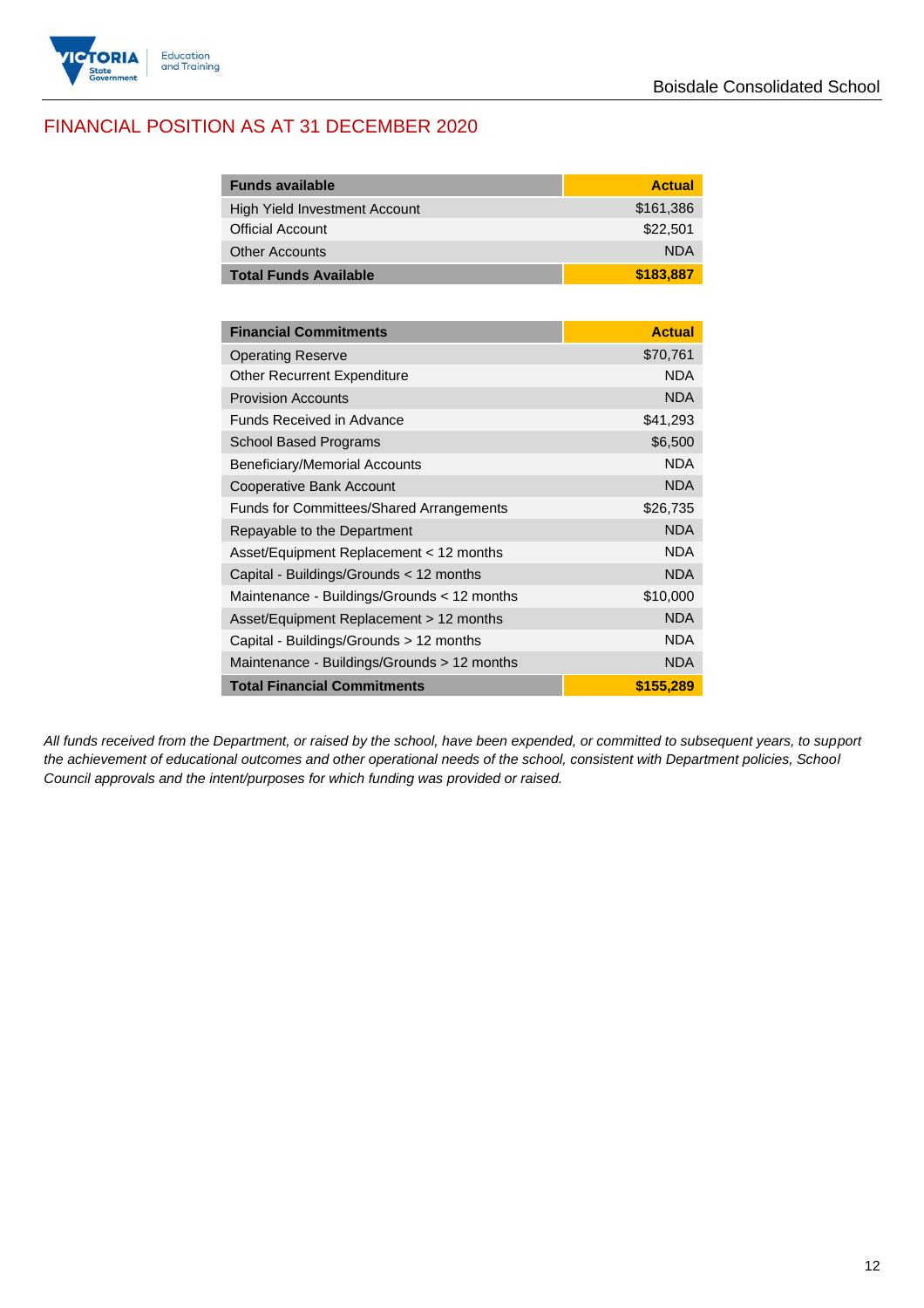## FINANCIAL POSITION AS AT 31 DECEMBER 2020

| Funds available | Actual |
|---|---|
| High Yield Investment Account | $161,386 |
| Official Account | $22,501 |
| Other Accounts | NDA |
| **Total Funds Available** | **$183,887** |

| Financial Commitments | Actual |
|---|---|
| Operating Reserve | $70,761 |
| Other Recurrent Expenditure | NDA |
| Provision Accounts | NDA |
| Funds Received in Advance | $41,293 |
| School Based Programs | $6,500 |
| Beneficiary/Memorial Accounts | NDA |
| Cooperative Bank Account | NDA |
| Funds for Committees/Shared Arrangements | $26,735 |
| Repayable to the Department | NDA |
| Asset/Equipment Replacement < 12 months | NDA |
| Capital - Buildings/Grounds < 12 months | NDA |
| Maintenance - Buildings/Grounds < 12 months | $10,000 |
| Asset/Equipment Replacement > 12 months | NDA |
| Capital - Buildings/Grounds > 12 months | NDA |
| Maintenance - Buildings/Grounds > 12 months | NDA |
| **Total Financial Commitments** | **$155,289** |

*All funds received from the Department, or raised by the school, have been expended, or committed to subsequent years, to support the achievement of educational outcomes and other operational needs of the school, consistent with Department policies, School Council approvals and the intent/purposes for which funding was provided or raised.*